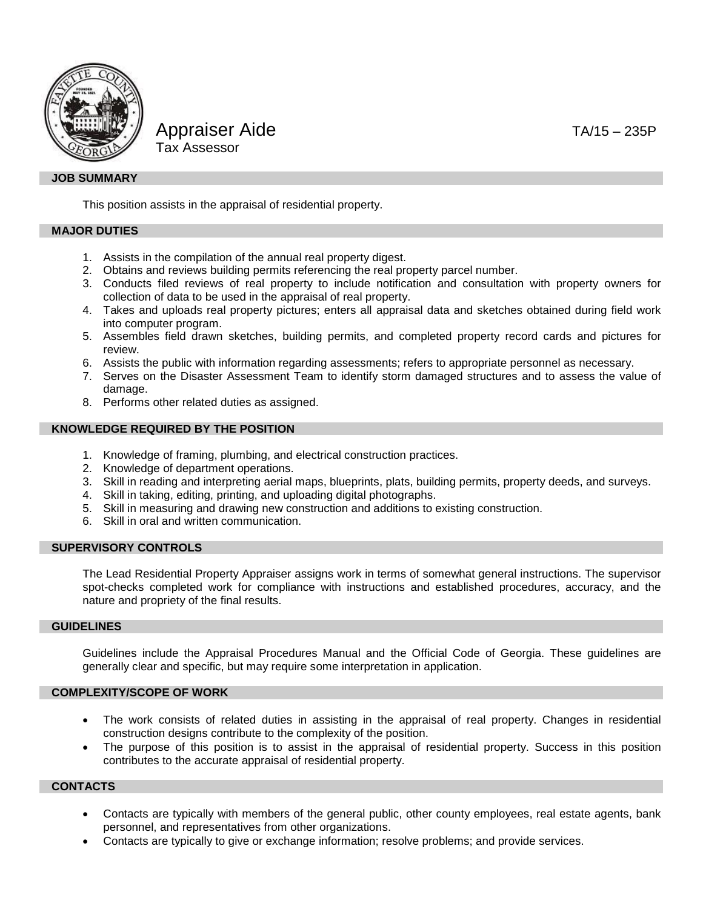# Appraiser Aide

Tax Assessor

TA/15 – 235P

## JOB SUMMARY

This position assists in the appraisal of residential property.

## MAJOR DUTIES

1. Assists in the compilation of the annual real property digest.
2. Obtains and reviews building permits referencing the real property parcel number.
3. Conducts filed reviews of real property to include notification and consultation with property owners for collection of data to be used in the appraisal of real property.
4. Takes and uploads real property pictures; enters all appraisal data and sketches obtained during field work into computer program.
5. Assembles field drawn sketches, building permits, and completed property record cards and pictures for review.
6. Assists the public with information regarding assessments; refers to appropriate personnel as necessary.
7. Serves on the Disaster Assessment Team to identify storm damaged structures and to assess the value of damage.
8. Performs other related duties as assigned.

## KNOWLEDGE REQUIRED BY THE POSITION

1. Knowledge of framing, plumbing, and electrical construction practices.
2. Knowledge of department operations.
3. Skill in reading and interpreting aerial maps, blueprints, plats, building permits, property deeds, and surveys.
4. Skill in taking, editing, printing, and uploading digital photographs.
5. Skill in measuring and drawing new construction and additions to existing construction.
6. Skill in oral and written communication.

## SUPERVISORY CONTROLS

The Lead Residential Property Appraiser assigns work in terms of somewhat general instructions. The supervisor spot-checks completed work for compliance with instructions and established procedures, accuracy, and the nature and propriety of the final results.

## GUIDELINES

Guidelines include the Appraisal Procedures Manual and the Official Code of Georgia. These guidelines are generally clear and specific, but may require some interpretation in application.

## COMPLEXITY/SCOPE OF WORK

- The work consists of related duties in assisting in the appraisal of real property. Changes in residential construction designs contribute to the complexity of the position.
- The purpose of this position is to assist in the appraisal of residential property. Success in this position contributes to the accurate appraisal of residential property.

## CONTACTS

- Contacts are typically with members of the general public, other county employees, real estate agents, bank personnel, and representatives from other organizations.
- Contacts are typically to give or exchange information; resolve problems; and provide services.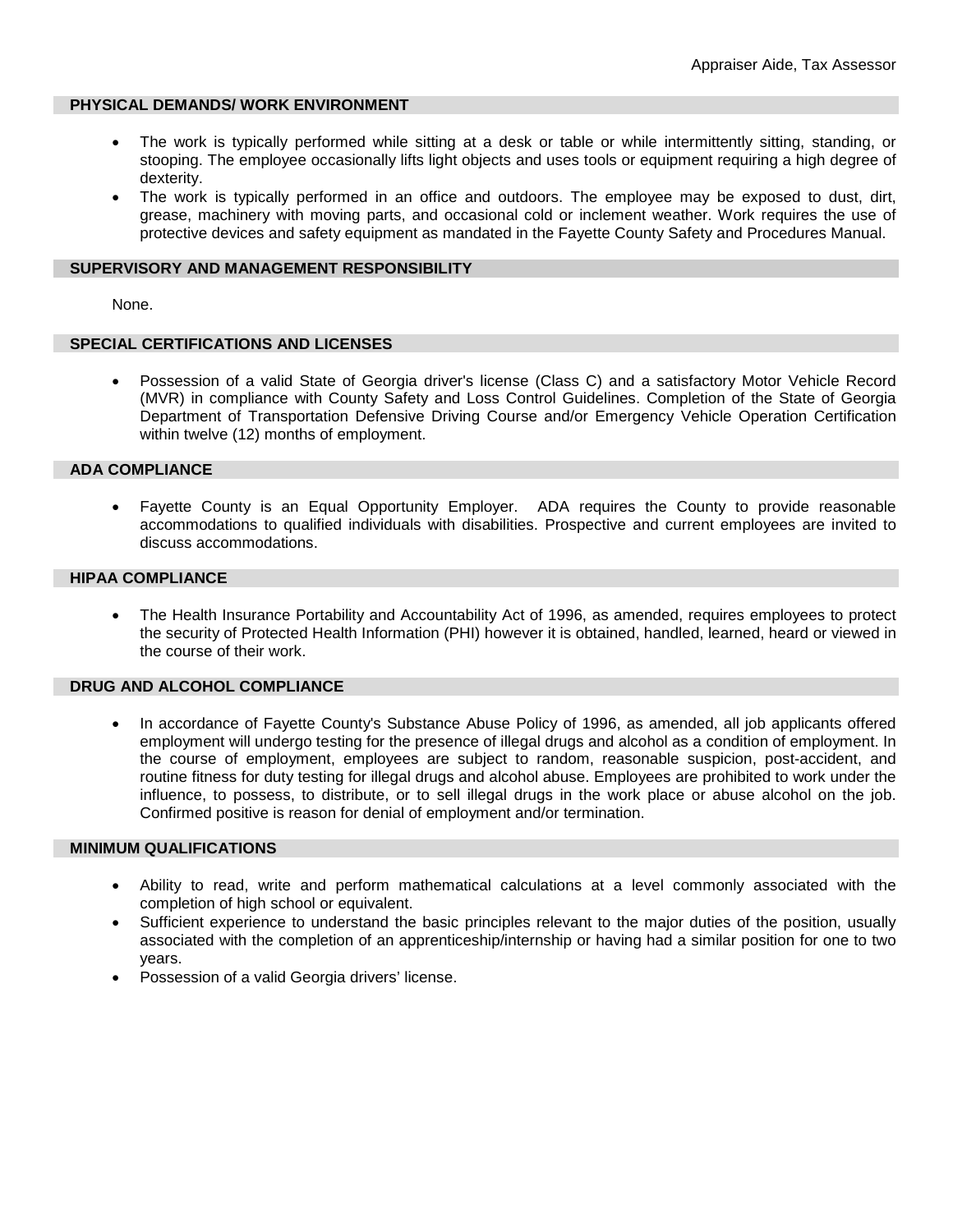## PHYSICAL DEMANDS/ WORK ENVIRONMENT

- The work is typically performed while sitting at a desk or table or while intermittently sitting, standing, or stooping. The employee occasionally lifts light objects and uses tools or equipment requiring a high degree of dexterity.
- The work is typically performed in an office and outdoors. The employee may be exposed to dust, dirt, grease, machinery with moving parts, and occasional cold or inclement weather. Work requires the use of protective devices and safety equipment as mandated in the Fayette County Safety and Procedures Manual.

## SUPERVISORY AND MANAGEMENT RESPONSIBILITY

None.

## SPECIAL CERTIFICATIONS AND LICENSES

- Possession of a valid State of Georgia driver's license (Class C) and a satisfactory Motor Vehicle Record (MVR) in compliance with County Safety and Loss Control Guidelines. Completion of the State of Georgia Department of Transportation Defensive Driving Course and/or Emergency Vehicle Operation Certification within twelve (12) months of employment.

## ADA COMPLIANCE

- Fayette County is an Equal Opportunity Employer. ADA requires the County to provide reasonable accommodations to qualified individuals with disabilities. Prospective and current employees are invited to discuss accommodations.

## HIPAA COMPLIANCE

- The Health Insurance Portability and Accountability Act of 1996, as amended, requires employees to protect the security of Protected Health Information (PHI) however it is obtained, handled, learned, heard or viewed in the course of their work.

## DRUG AND ALCOHOL COMPLIANCE

- In accordance of Fayette County's Substance Abuse Policy of 1996, as amended, all job applicants offered employment will undergo testing for the presence of illegal drugs and alcohol as a condition of employment. In the course of employment, employees are subject to random, reasonable suspicion, post-accident, and routine fitness for duty testing for illegal drugs and alcohol abuse. Employees are prohibited to work under the influence, to possess, to distribute, or to sell illegal drugs in the work place or abuse alcohol on the job. Confirmed positive is reason for denial of employment and/or termination.

## MINIMUM QUALIFICATIONS

- Ability to read, write and perform mathematical calculations at a level commonly associated with the completion of high school or equivalent.
- Sufficient experience to understand the basic principles relevant to the major duties of the position, usually associated with the completion of an apprenticeship/internship or having had a similar position for one to two years.
- Possession of a valid Georgia drivers' license.